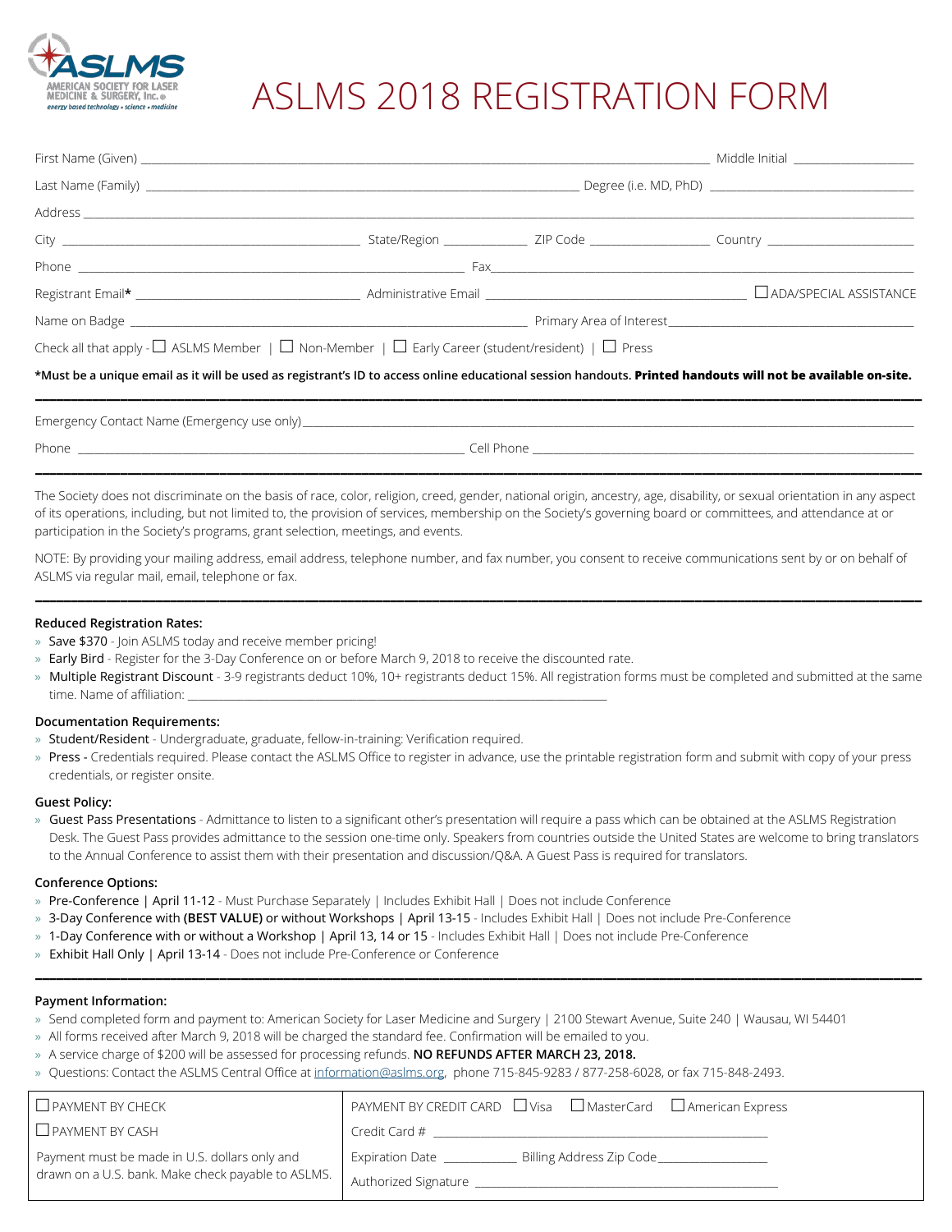# ASLMS 2018 REGISTRATION FORM

First Name (Given) ______________________ Middle Initial __________

Last Name (Family) ______________________ Degree (i.e. MD, PhD) __________

Address ______________________

City ______________ State/Region ________ ZIP Code ________ Country ________

Phone ______________________ Fax ______________________

Registrant Email* ______________ Administrative Email ______________ ☐ ADA/SPECIAL ASSISTANCE

Name on Badge ______________________ Primary Area of Interest ______________________

Check all that apply - ☐ ASLMS Member | ☐ Non-Member | ☐ Early Career (student/resident) | ☐ Press

*Must be a unique email as it will be used as registrant's ID to access online educational session handouts. **Printed handouts will not be available on-site.**

---

Emergency Contact Name (Emergency use only) ______________________

Phone ______________________ Cell Phone ______________________

---

The Society does not discriminate on the basis of race, color, religion, creed, gender, national origin, ancestry, age, disability, or sexual orientation in any aspect of its operations, including, but not limited to, the provision of services, membership on the Society's governing board or committees, and attendance at or participation in the Society's programs, grant selection, meetings, and events.

NOTE: By providing your mailing address, email address, telephone number, and fax number, you consent to receive communications sent by or on behalf of ASLMS via regular mail, email, telephone or fax.

---

**Reduced Registration Rates:**

- Save $370 - Join ASLMS today and receive member pricing!
- Early Bird - Register for the 3-Day Conference on or before March 9, 2018 to receive the discounted rate.
- Multiple Registrant Discount - 3-9 registrants deduct 10%, 10+ registrants deduct 15%. All registration forms must be completed and submitted at the same time. Name of affiliation: ______________________

**Documentation Requirements:**

- Student/Resident - Undergraduate, graduate, fellow-in-training: Verification required.
- Press - Credentials required. Please contact the ASLMS Office to register in advance, use the printable registration form and submit with copy of your press credentials, or register onsite.

**Guest Policy:**

- Guest Pass Presentations - Admittance to listen to a significant other's presentation will require a pass which can be obtained at the ASLMS Registration Desk. The Guest Pass provides admittance to the session one-time only. Speakers from countries outside the United States are welcome to bring translators to the Annual Conference to assist them with their presentation and discussion/Q&A. A Guest Pass is required for translators.

**Conference Options:**

- Pre-Conference | April 11-12 - Must Purchase Separately | Includes Exhibit Hall | Does not include Conference
- 3-Day Conference with **(BEST VALUE)** or without Workshops | April 13-15 - Includes Exhibit Hall | Does not include Pre-Conference
- 1-Day Conference with or without a Workshop | April 13, 14 or 15 - Includes Exhibit Hall | Does not include Pre-Conference
- Exhibit Hall Only | April 13-14 - Does not include Pre-Conference or Conference

---

**Payment Information:**

- Send completed form and payment to: American Society for Laser Medicine and Surgery | 2100 Stewart Avenue, Suite 240 | Wausau, WI 54401
- All forms received after March 9, 2018 will be charged the standard fee. Confirmation will be emailed to you.
- A service charge of $200 will be assessed for processing refunds. **NO REFUNDS AFTER MARCH 23, 2018.**
- Questions: Contact the ASLMS Central Office at information@aslms.org, phone 715-845-9283 / 877-258-6028, or fax 715-848-2493.

| | |
|---|---|
| ☐ PAYMENT BY CHECK | PAYMENT BY CREDIT CARD ☐ Visa ☐ MasterCard ☐ American Express |
| ☐ PAYMENT BY CASH | Credit Card # ______________________ |
| Payment must be made in U.S. dollars only and drawn on a U.S. bank. Make check payable to ASLMS. | Expiration Date ________ Billing Address Zip Code ________<br>Authorized Signature ______________________ |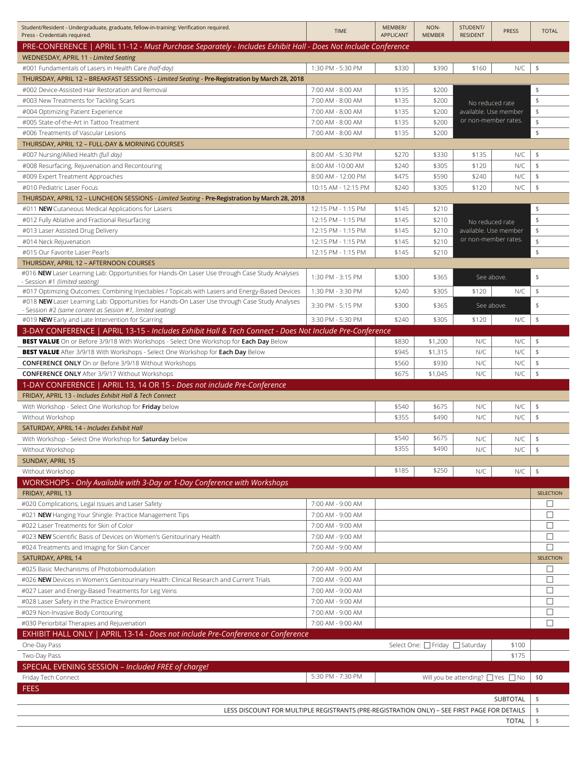| Student/Resident - Undergraduate, graduate, fellow-in-training: Verification required.<br>Press - Credentials required. | TIME | MEMBER/ APPLICANT | NON-MEMBER | STUDENT/ RESIDENT | PRESS | TOTAL |
|---|---|---|---|---|---|---|
| **PRE-CONFERENCE \| APRIL 11-12** - *Must Purchase Separately - Includes Exhibit Hall - Does Not Include Conference* | | | | | | |
| WEDNESDAY, APRIL 11 - *Limited Seating* | | | | | | |
| #001 Fundamentals of Lasers in Health Care *(half-day)* | 1:30 PM - 5:30 PM | $330 | $390 | $160 | N/C | $ |
| THURSDAY, APRIL 12 – BREAKFAST SESSIONS - *Limited Seating* - **Pre-Registration by March 28, 2018** | | | | | | |
| #002 Device-Assisted Hair Restoration and Removal | 7:00 AM - 8:00 AM | $135 | $200 | No reduced rate available. Use member or non-member rates. | | $ |
| #003 New Treatments for Tackling Scars | 7:00 AM - 8:00 AM | $135 | $200 | | | $ |
| #004 Optimizing Patient Experience | 7:00 AM - 8:00 AM | $135 | $200 | | | $ |
| #005 State-of-the-Art in Tattoo Treatment | 7:00 AM - 8:00 AM | $135 | $200 | | | $ |
| #006 Treatments of Vascular Lesions | 7:00 AM - 8:00 AM | $135 | $200 | | | $ |
| THURSDAY, APRIL 12 – FULL-DAY & MORNING COURSES | | | | | | |
| #007 Nursing/Allied Health *(full day)* | 8:00 AM - 5:30 PM | $270 | $330 | $135 | N/C | $ |
| #008 Resurfacing, Rejuvenation and Recontouring | 8:00 AM -10:00 AM | $240 | $305 | $120 | N/C | $ |
| #009 Expert Treatment Approaches | 8:00 AM - 12:00 PM | $475 | $590 | $240 | N/C | $ |
| #010 Pediatric Laser Focus | 10:15 AM - 12:15 PM | $240 | $305 | $120 | N/C | $ |
| THURSDAY, APRIL 12 – LUNCHEON SESSIONS - *Limited Seating* - **Pre-Registration by March 28, 2018** | | | | | | |
| #011 **NEW** Cutaneous Medical Applications for Lasers | 12:15 PM - 1:15 PM | $145 | $210 | No reduced rate available. Use member or non-member rates. | | $ |
| #012 Fully Ablative and Fractional Resurfacing | 12:15 PM - 1:15 PM | $145 | $210 | | | $ |
| #013 Laser Assisted Drug Delivery | 12:15 PM - 1:15 PM | $145 | $210 | | | $ |
| #014 Neck Rejuvenation | 12:15 PM - 1:15 PM | $145 | $210 | | | $ |
| #015 Our Favorite Laser Pearls | 12:15 PM - 1:15 PM | $145 | $210 | | | $ |
| THURSDAY, APRIL 12 – AFTERNOON COURSES | | | | | | |
| #016 **NEW** Laser Learning Lab: Opportunities for Hands-On Laser Use through Case Study Analyses - Session #1 *(limited seating)* | 1:30 PM - 3:15 PM | $300 | $365 | See above. | | $ |
| #017 Optimizing Outcomes: Combining Injectables / Topicals with Lasers and Energy-Based Devices | 1:30 PM - 3:30 PM | $240 | $305 | $120 | N/C | $ |
| #018 **NEW** Laser Learning Lab: Opportunities for Hands-On Laser Use through Case Study Analyses - Session #2 *(same content as Session #1, limited seating)* | 3:30 PM - 5:15 PM | $300 | $365 | See above. | | $ |
| #019 **NEW** Early and Late Intervention for Scarring | 3:30 PM - 5:30 PM | $240 | $305 | $120 | N/C | $ |
| **3-DAY CONFERENCE \| APRIL 13-15** - *Includes Exhibit Hall & Tech Connect - Does Not Include Pre-Conference* | | | | | | |
| **BEST VALUE** On or Before 3/9/18 With Workshops - Select One Workshop for **Each Day** Below | | $830 | $1,200 | N/C | N/C | $ |
| **BEST VALUE** After 3/9/18 With Workshops - Select One Workshop for **Each Day** Below | | $945 | $1,315 | N/C | N/C | $ |
| **CONFERENCE ONLY** On or Before 3/9/18 Without Workshops | | $560 | $930 | N/C | N/C | $ |
| **CONFERENCE ONLY** After 3/9/17 Without Workshops | | $675 | $1,045 | N/C | N/C | $ |
| **1-DAY CONFERENCE \| APRIL 13, 14 OR 15** - *Does not include Pre-Conference* | | | | | | |
| FRIDAY, APRIL 13 - *Includes Exhibit Hall & Tech Connect* | | | | | | |
| With Workshop - Select One Workshop for **Friday** below | | $540 | $675 | N/C | N/C | $ |
| Without Workshop | | $355 | $490 | N/C | N/C | $ |
| SATURDAY, APRIL 14 - *Includes Exhibit Hall* | | | | | | |
| With Workshop - Select One Workshop for **Saturday** below | | $540 | $675 | N/C | N/C | $ |
| Without Workshop | | $355 | $490 | N/C | N/C | $ |
| SUNDAY, APRIL 15 | | | | | | |
| Without Workshop | | $185 | $250 | N/C | N/C | $ |
| **WORKSHOPS** - *Only Available with 3-Day or 1-Day Conference with Workshops* | | | | | | |
| FRIDAY, APRIL 13 | | | | | | SELECTION |
| #020 Complications, Legal Issues and Laser Safety | 7:00 AM - 9:00 AM | | | | | ☐ |
| #021 **NEW** Hanging Your Shingle: Practice Management Tips | 7:00 AM - 9:00 AM | | | | | ☐ |
| #022 Laser Treatments for Skin of Color | 7:00 AM - 9:00 AM | | | | | ☐ |
| #023 **NEW** Scientific Basis of Devices on Women's Genitourinary Health | 7:00 AM - 9:00 AM | | | | | ☐ |
| #024 Treatments and Imaging for Skin Cancer | 7:00 AM - 9:00 AM | | | | | ☐ |
| SATURDAY, APRIL 14 | | | | | | SELECTION |
| #025 Basic Mechanisms of Photobiomodulation | 7:00 AM - 9:00 AM | | | | | ☐ |
| #026 **NEW** Devices in Women's Genitourinary Health: Clinical Research and Current Trials | 7:00 AM - 9:00 AM | | | | | ☐ |
| #027 Laser and Energy-Based Treatments for Leg Veins | 7:00 AM - 9:00 AM | | | | | ☐ |
| #028 Laser Safety in the Practice Environment | 7:00 AM - 9:00 AM | | | | | ☐ |
| #029 Non-Invasive Body Contouring | 7:00 AM - 9:00 AM | | | | | ☐ |
| #030 Periorbital Therapies and Rejuvenation | 7:00 AM - 9:00 AM | | | | | ☐ |
| **EXHIBIT HALL ONLY \| APRIL 13-14** - *Does not include Pre-Conference or Conference* | | | | | | |
| One-Day Pass | | Select One: ☐ Friday ☐ Saturday | | | $100 | |
| Two-Day Pass | | | | | $175 | |
| **SPECIAL EVENING SESSION** – *Included FREE of charge!* | | | | | | |
| Friday Tech Connect | 5:30 PM - 7:30 PM | Will you be attending? ☐ Yes ☐ No | | | | $0 |
| **FEES** | | | | | | |
| | | | | | SUBTOTAL | $ |
| LESS DISCOUNT FOR MULTIPLE REGISTRANTS (PRE-REGISTRATION ONLY) – SEE FIRST PAGE FOR DETAILS | | | | | | $ |
| | | | | | TOTAL | $ |